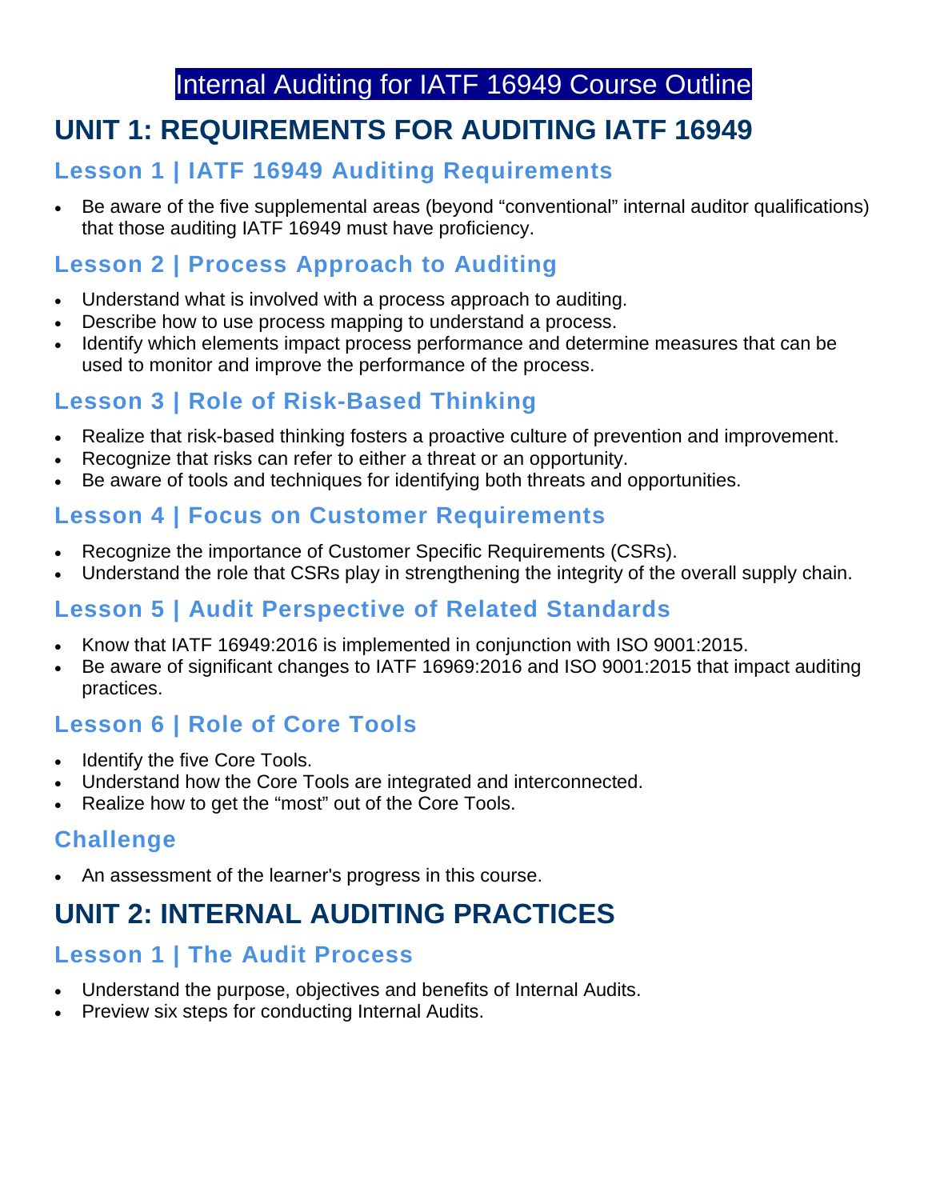# Internal Auditing for IATF 16949 Course Outline

## UNIT 1: REQUIREMENTS FOR AUDITING IATF 16949

### Lesson 1 | IATF 16949 Auditing Requirements

- Be aware of the five supplemental areas (beyond "conventional" internal auditor qualifications) that those auditing IATF 16949 must have proficiency.

### Lesson 2 | Process Approach to Auditing

- Understand what is involved with a process approach to auditing.
- Describe how to use process mapping to understand a process.
- Identify which elements impact process performance and determine measures that can be used to monitor and improve the performance of the process.

### Lesson 3 | Role of Risk-Based Thinking

- Realize that risk-based thinking fosters a proactive culture of prevention and improvement.
- Recognize that risks can refer to either a threat or an opportunity.
- Be aware of tools and techniques for identifying both threats and opportunities.

### Lesson 4 | Focus on Customer Requirements

- Recognize the importance of Customer Specific Requirements (CSRs).
- Understand the role that CSRs play in strengthening the integrity of the overall supply chain.

### Lesson 5 | Audit Perspective of Related Standards

- Know that IATF 16949:2016 is implemented in conjunction with ISO 9001:2015.
- Be aware of significant changes to IATF 16969:2016 and ISO 9001:2015 that impact auditing practices.

### Lesson 6 | Role of Core Tools

- Identify the five Core Tools.
- Understand how the Core Tools are integrated and interconnected.
- Realize how to get the "most" out of the Core Tools.

### Challenge

- An assessment of the learner's progress in this course.

## UNIT 2: INTERNAL AUDITING PRACTICES

### Lesson 1 | The Audit Process

- Understand the purpose, objectives and benefits of Internal Audits.
- Preview six steps for conducting Internal Audits.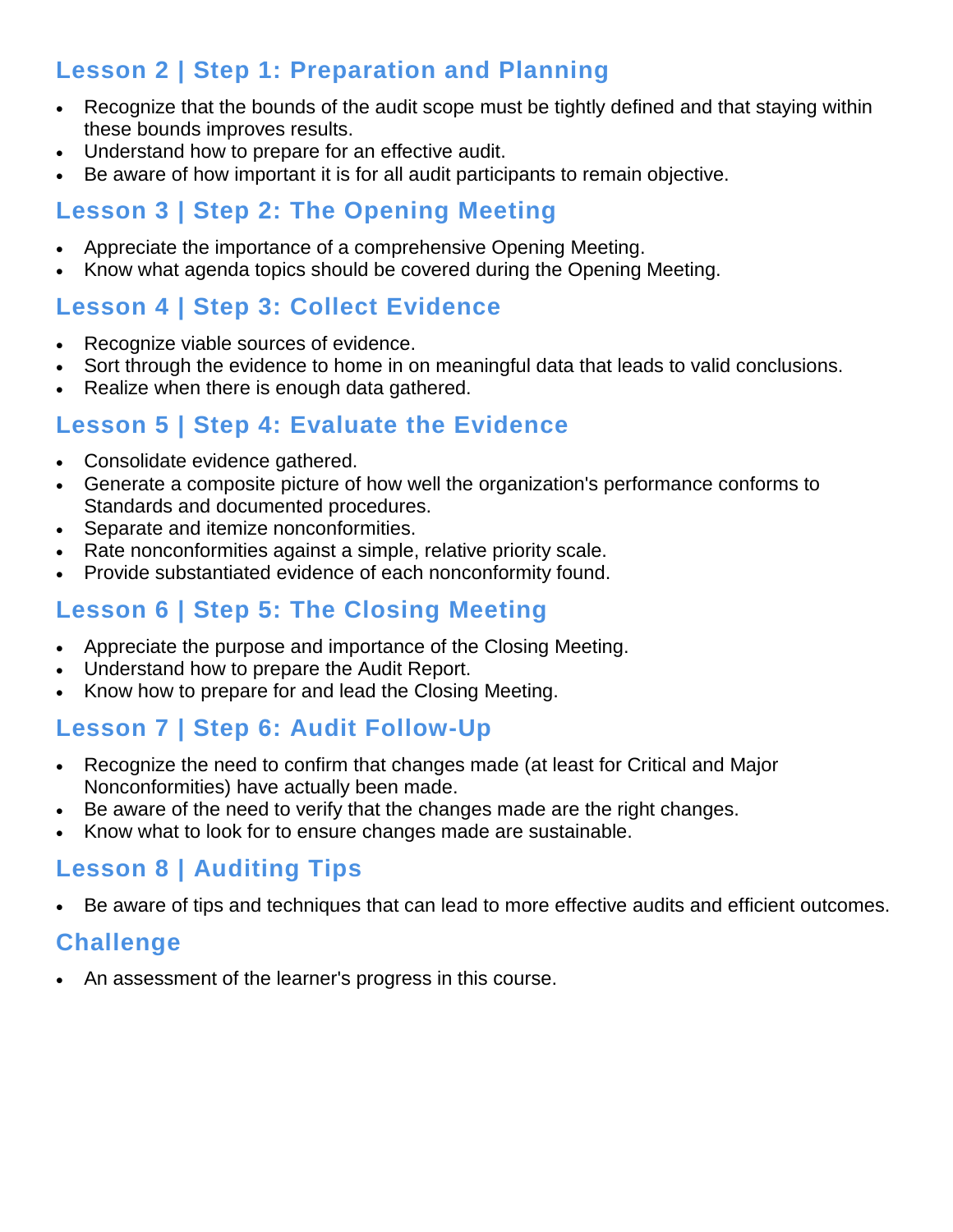## Lesson 2 | Step 1: Preparation and Planning

- Recognize that the bounds of the audit scope must be tightly defined and that staying within these bounds improves results.
- Understand how to prepare for an effective audit.
- Be aware of how important it is for all audit participants to remain objective.

## Lesson 3 | Step 2: The Opening Meeting

- Appreciate the importance of a comprehensive Opening Meeting.
- Know what agenda topics should be covered during the Opening Meeting.

## Lesson 4 | Step 3: Collect Evidence

- Recognize viable sources of evidence.
- Sort through the evidence to home in on meaningful data that leads to valid conclusions.
- Realize when there is enough data gathered.

## Lesson 5 | Step 4: Evaluate the Evidence

- Consolidate evidence gathered.
- Generate a composite picture of how well the organization's performance conforms to Standards and documented procedures.
- Separate and itemize nonconformities.
- Rate nonconformities against a simple, relative priority scale.
- Provide substantiated evidence of each nonconformity found.

## Lesson 6 | Step 5: The Closing Meeting

- Appreciate the purpose and importance of the Closing Meeting.
- Understand how to prepare the Audit Report.
- Know how to prepare for and lead the Closing Meeting.

## Lesson 7 | Step 6: Audit Follow-Up

- Recognize the need to confirm that changes made (at least for Critical and Major Nonconformities) have actually been made.
- Be aware of the need to verify that the changes made are the right changes.
- Know what to look for to ensure changes made are sustainable.

## Lesson 8 | Auditing Tips

- Be aware of tips and techniques that can lead to more effective audits and efficient outcomes.

## Challenge

- An assessment of the learner's progress in this course.